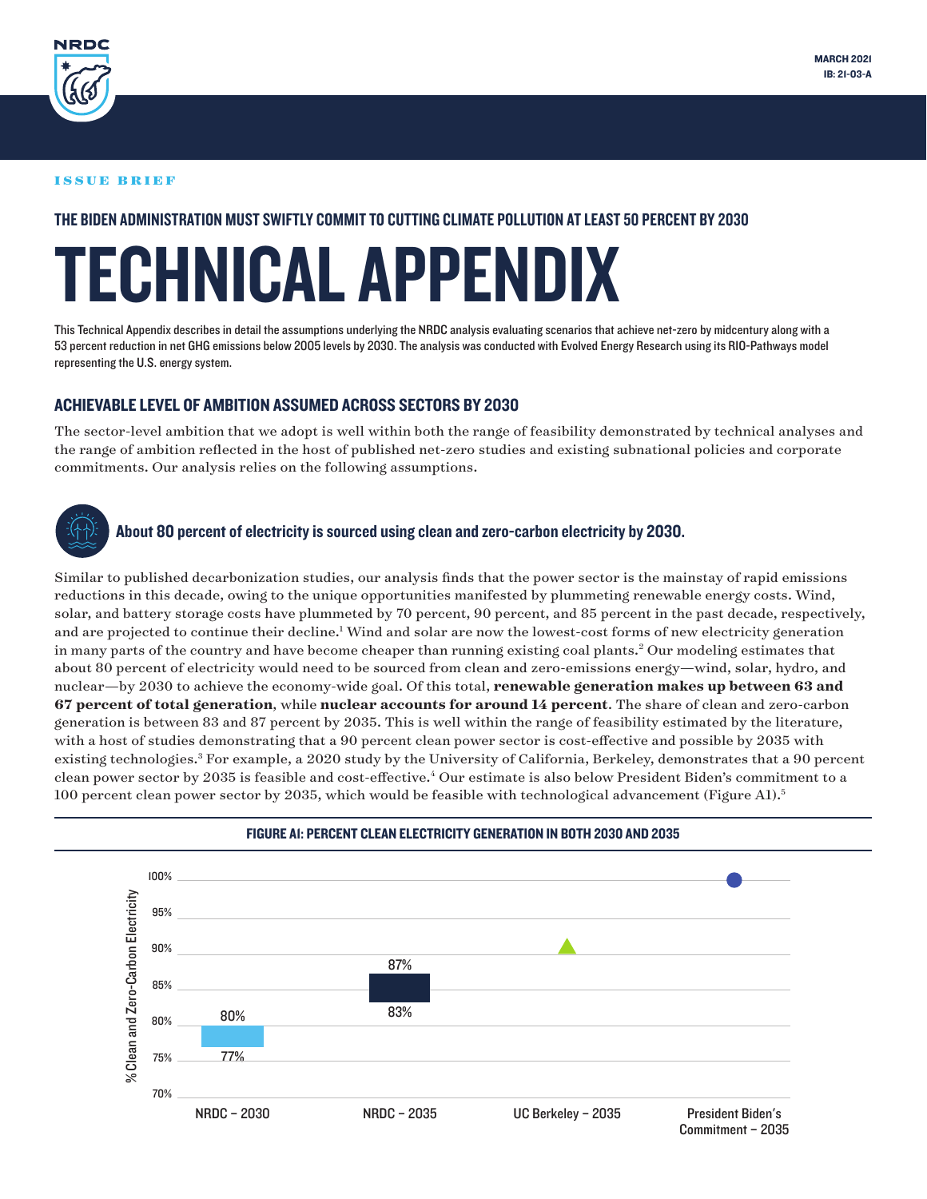NRDC

MARCH 2021
IB: 21-03-A

ISSUE BRIEF

### THE BIDEN ADMINISTRATION MUST SWIFTLY COMMIT TO CUTTING CLIMATE POLLUTION AT LEAST 50 PERCENT BY 2030

# TECHNICAL APPENDIX

This Technical Appendix describes in detail the assumptions underlying the NRDC analysis evaluating scenarios that achieve net-zero by midcentury along with a 53 percent reduction in net GHG emissions below 2005 levels by 2030. The analysis was conducted with Evolved Energy Research using its RIO-Pathways model representing the U.S. energy system.

## ACHIEVABLE LEVEL OF AMBITION ASSUMED ACROSS SECTORS BY 2030

The sector-level ambition that we adopt is well within both the range of feasibility demonstrated by technical analyses and the range of ambition reflected in the host of published net-zero studies and existing subnational policies and corporate commitments. Our analysis relies on the following assumptions.

### About 80 percent of electricity is sourced using clean and zero-carbon electricity by 2030.

Similar to published decarbonization studies, our analysis finds that the power sector is the mainstay of rapid emissions reductions in this decade, owing to the unique opportunities manifested by plummeting renewable energy costs. Wind, solar, and battery storage costs have plummeted by 70 percent, 90 percent, and 85 percent in the past decade, respectively, and are projected to continue their decline.[1] Wind and solar are now the lowest-cost forms of new electricity generation in many parts of the country and have become cheaper than running existing coal plants.[2] Our modeling estimates that about 80 percent of electricity would need to be sourced from clean and zero-emissions energy—wind, solar, hydro, and nuclear—by 2030 to achieve the economy-wide goal. Of this total, **renewable generation makes up between 63 and 67 percent of total generation**, while **nuclear accounts for around 14 percent**. The share of clean and zero-carbon generation is between 83 and 87 percent by 2035. This is well within the range of feasibility estimated by the literature, with a host of studies demonstrating that a 90 percent clean power sector is cost-effective and possible by 2035 with existing technologies.[3] For example, a 2020 study by the University of California, Berkeley, demonstrates that a 90 percent clean power sector by 2035 is feasible and cost-effective.[4] Our estimate is also below President Biden's commitment to a 100 percent clean power sector by 2035, which would be feasible with technological advancement (Figure A1).[5]

**FIGURE A1: PERCENT CLEAN ELECTRICITY GENERATION IN BOTH 2030 AND 2035**

| | % Clean and Zero-Carbon Electricity |
|---|---|
| NRDC – 2030 | 77%–80% |
| NRDC – 2035 | 83%–87% |
| UC Berkeley – 2035 | 90% |
| President Biden's Commitment – 2035 | 100% |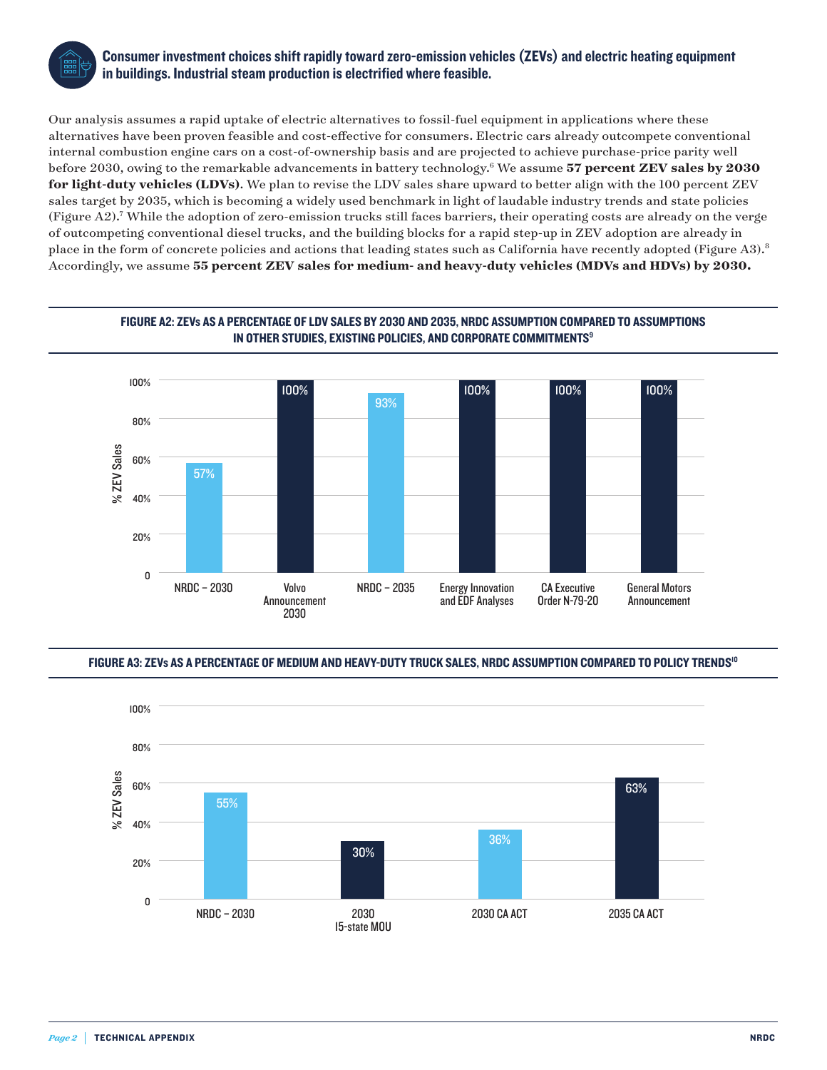**Consumer investment choices shift rapidly toward zero-emission vehicles (ZEVs) and electric heating equipment in buildings. Industrial steam production is electrified where feasible.**

Our analysis assumes a rapid uptake of electric alternatives to fossil-fuel equipment in applications where these alternatives have been proven feasible and cost-effective for consumers. Electric cars already outcompete conventional internal combustion engine cars on a cost-of-ownership basis and are projected to achieve purchase-price parity well before 2030, owing to the remarkable advancements in battery technology.[6] We assume **57 percent ZEV sales by 2030 for light-duty vehicles (LDVs)**. We plan to revise the LDV sales share upward to better align with the 100 percent ZEV sales target by 2035, which is becoming a widely used benchmark in light of laudable industry trends and state policies (Figure A2).[7] While the adoption of zero-emission trucks still faces barriers, their operating costs are already on the verge of outcompeting conventional diesel trucks, and the building blocks for a rapid step-up in ZEV adoption are already in place in the form of concrete policies and actions that leading states such as California have recently adopted (Figure A3).[8] Accordingly, we assume **55 percent ZEV sales for medium- and heavy-duty vehicles (MDVs and HDVs) by 2030.**

**FIGURE A2: ZEVs AS A PERCENTAGE OF LDV SALES BY 2030 AND 2035, NRDC ASSUMPTION COMPARED TO ASSUMPTIONS IN OTHER STUDIES, EXISTING POLICIES, AND CORPORATE COMMITMENTS[9]**

| | % ZEV Sales |
|---|---|
| NRDC – 2030 | 57% |
| Volvo Announcement 2030 | 100% |
| NRDC – 2035 | 93% |
| Energy Innovation and EDF Analyses | 100% |
| CA Executive Order N-79-20 | 100% |
| General Motors Announcement | 100% |

**FIGURE A3: ZEVs AS A PERCENTAGE OF MEDIUM AND HEAVY-DUTY TRUCK SALES, NRDC ASSUMPTION COMPARED TO POLICY TRENDS[10]**

| | % ZEV Sales |
|---|---|
| NRDC – 2030 | 55% |
| 2030 15-state MOU | 30% |
| 2030 CA ACT | 36% |
| 2035 CA ACT | 63% |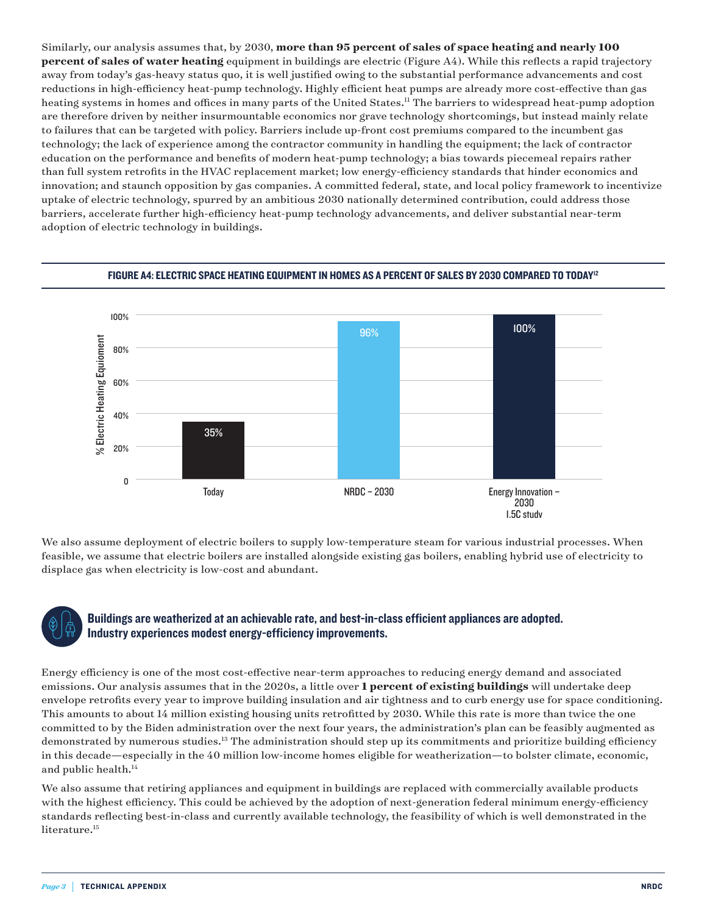Similarly, our analysis assumes that, by 2030, **more than 95 percent of sales of space heating and nearly 100 percent of sales of water heating** equipment in buildings are electric (Figure A4). While this reflects a rapid trajectory away from today's gas-heavy status quo, it is well justified owing to the substantial performance advancements and cost reductions in high-efficiency heat-pump technology. Highly efficient heat pumps are already more cost-effective than gas heating systems in homes and offices in many parts of the United States.[11] The barriers to widespread heat-pump adoption are therefore driven by neither insurmountable economics nor grave technology shortcomings, but instead mainly relate to failures that can be targeted with policy. Barriers include up-front cost premiums compared to the incumbent gas technology; the lack of experience among the contractor community in handling the equipment; the lack of contractor education on the performance and benefits of modern heat-pump technology; a bias towards piecemeal repairs rather than full system retrofits in the HVAC replacement market; low energy-efficiency standards that hinder economics and innovation; and staunch opposition by gas companies. A committed federal, state, and local policy framework to incentivize uptake of electric technology, spurred by an ambitious 2030 nationally determined contribution, could address those barriers, accelerate further high-efficiency heat-pump technology advancements, and deliver substantial near-term adoption of electric technology in buildings.

**FIGURE A4: ELECTRIC SPACE HEATING EQUIPMENT IN HOMES AS A PERCENT OF SALES BY 2030 COMPARED TO TODAY[12]**

| | % Electric Heating Equipment |
| --- | --- |
| Today | 35% |
| NRDC – 2030 | 96% |
| Energy Innovation – 2030 1.5C study | 100% |

We also assume deployment of electric boilers to supply low-temperature steam for various industrial processes. When feasible, we assume that electric boilers are installed alongside existing gas boilers, enabling hybrid use of electricity to displace gas when electricity is low-cost and abundant.

### Buildings are weatherized at an achievable rate, and best-in-class efficient appliances are adopted. Industry experiences modest energy-efficiency improvements.

Energy efficiency is one of the most cost-effective near-term approaches to reducing energy demand and associated emissions. Our analysis assumes that in the 2020s, a little over **1 percent of existing buildings** will undertake deep envelope retrofits every year to improve building insulation and air tightness and to curb energy use for space conditioning. This amounts to about 14 million existing housing units retrofitted by 2030. While this rate is more than twice the one committed to by the Biden administration over the next four years, the administration's plan can be feasibly augmented as demonstrated by numerous studies.[13] The administration should step up its commitments and prioritize building efficiency in this decade—especially in the 40 million low-income homes eligible for weatherization—to bolster climate, economic, and public health.[14]

We also assume that retiring appliances and equipment in buildings are replaced with commercially available products with the highest efficiency. This could be achieved by the adoption of next-generation federal minimum energy-efficiency standards reflecting best-in-class and currently available technology, the feasibility of which is well demonstrated in the literature.[15]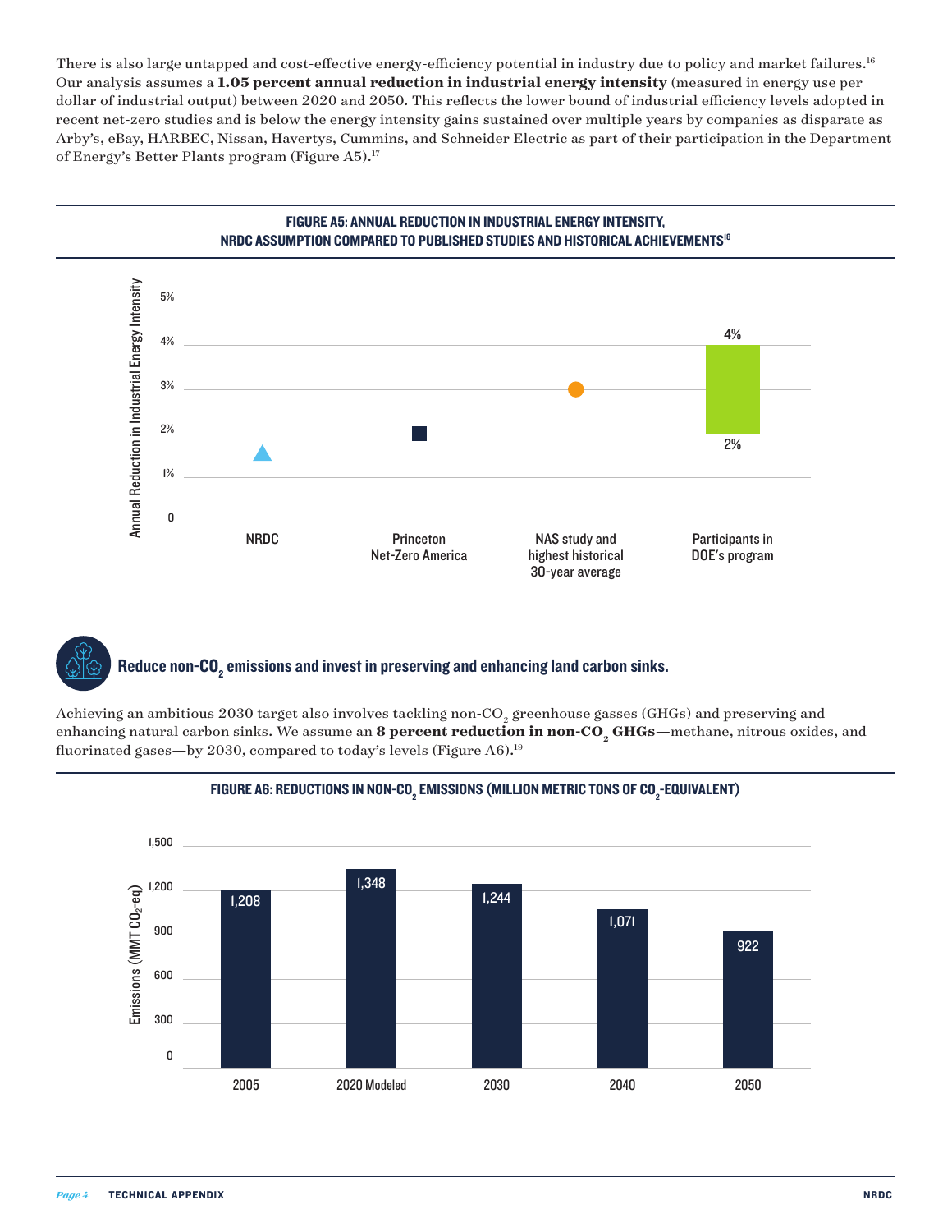There is also large untapped and cost-effective energy-efficiency potential in industry due to policy and market failures.[16] Our analysis assumes a **1.05 percent annual reduction in industrial energy intensity** (measured in energy use per dollar of industrial output) between 2020 and 2050. This reflects the lower bound of industrial efficiency levels adopted in recent net-zero studies and is below the energy intensity gains sustained over multiple years by companies as disparate as Arby's, eBay, HARBEC, Nissan, Havertys, Cummins, and Schneider Electric as part of their participation in the Department of Energy's Better Plants program (Figure A5).[17]

**FIGURE A5: ANNUAL REDUCTION IN INDUSTRIAL ENERGY INTENSITY, NRDC ASSUMPTION COMPARED TO PUBLISHED STUDIES AND HISTORICAL ACHIEVEMENTS**[18]

| | Annual Reduction in Industrial Energy Intensity |
|---|---|
| NRDC | ~1.5% |
| Princeton Net-Zero America | 2% |
| NAS study and highest historical 30-year average | 3% |
| Participants in DOE's program | 2%–4% |

## Reduce non-$CO_2$ emissions and invest in preserving and enhancing land carbon sinks.

Achieving an ambitious 2030 target also involves tackling non-$CO_2$ greenhouse gasses (GHGs) and preserving and enhancing natural carbon sinks. We assume an **8 percent reduction in non-$CO_2$ GHGs**—methane, nitrous oxides, and fluorinated gases—by 2030, compared to today's levels (Figure A6).[19]

**FIGURE A6: REDUCTIONS IN NON-$CO_2$ EMISSIONS (MILLION METRIC TONS OF $CO_2$-EQUIVALENT)**

| Year | Emissions (MMT $CO_2$-eq) |
|---|---|
| 2005 | 1,208 |
| 2020 Modeled | 1,348 |
| 2030 | 1,244 |
| 2040 | 1,071 |
| 2050 | 922 |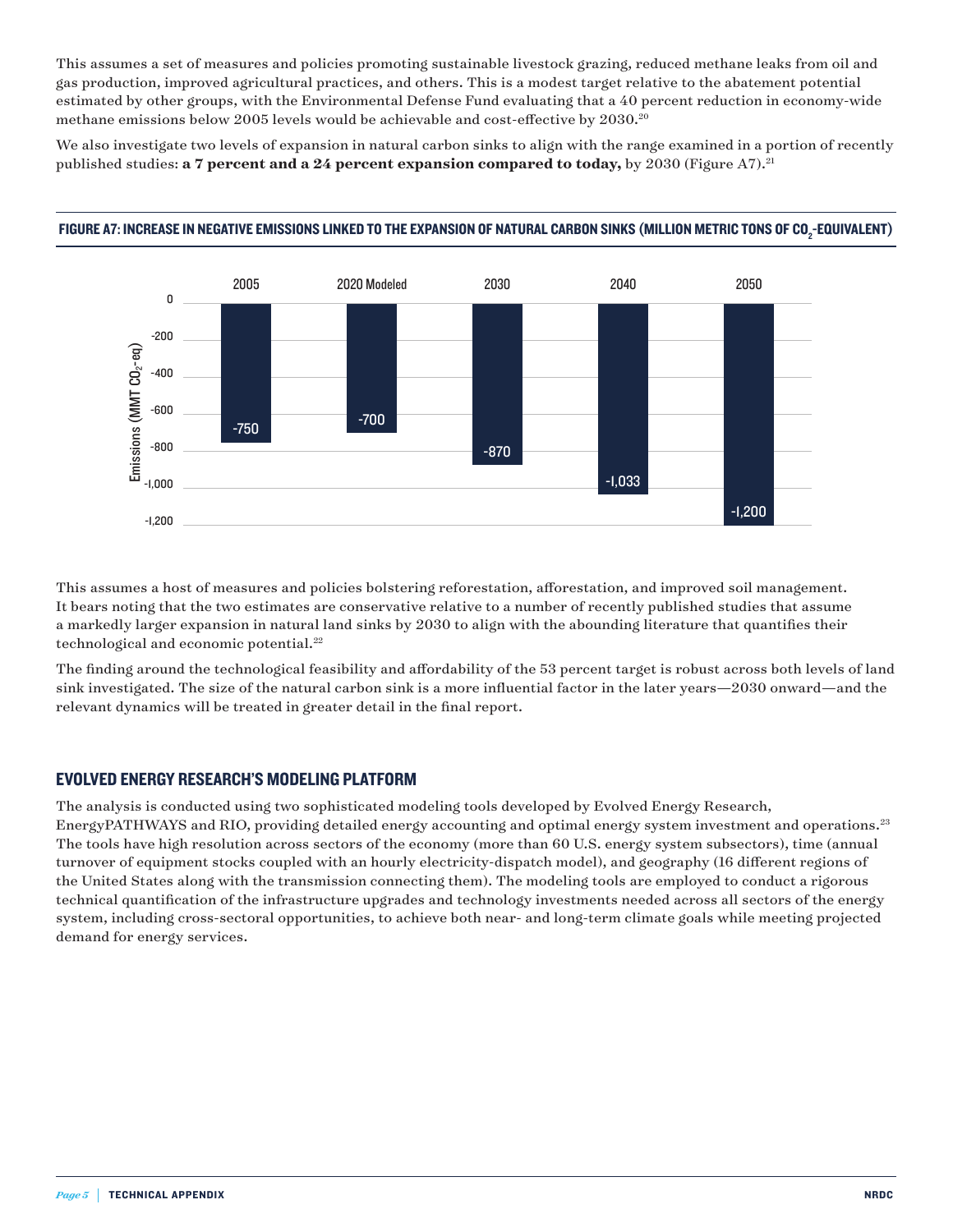This assumes a set of measures and policies promoting sustainable livestock grazing, reduced methane leaks from oil and gas production, improved agricultural practices, and others. This is a modest target relative to the abatement potential estimated by other groups, with the Environmental Defense Fund evaluating that a 40 percent reduction in economy-wide methane emissions below 2005 levels would be achievable and cost-effective by 2030.[20]

We also investigate two levels of expansion in natural carbon sinks to align with the range examined in a portion of recently published studies: **a 7 percent and a 24 percent expansion compared to today,** by 2030 (Figure A7).[21]

#### FIGURE A7: INCREASE IN NEGATIVE EMISSIONS LINKED TO THE EXPANSION OF NATURAL CARBON SINKS (MILLION METRIC TONS OF $CO_2$-EQUIVALENT)

| | 2005 | 2020 Modeled | 2030 | 2040 | 2050 |
|---|---|---|---|---|---|
| Emissions (MMT $CO_2$-eq) | -750 | -700 | -870 | -1,033 | -1,200 |

This assumes a host of measures and policies bolstering reforestation, afforestation, and improved soil management. It bears noting that the two estimates are conservative relative to a number of recently published studies that assume a markedly larger expansion in natural land sinks by 2030 to align with the abounding literature that quantifies their technological and economic potential.[22]

The finding around the technological feasibility and affordability of the 53 percent target is robust across both levels of land sink investigated. The size of the natural carbon sink is a more influential factor in the later years—2030 onward—and the relevant dynamics will be treated in greater detail in the final report.

## EVOLVED ENERGY RESEARCH'S MODELING PLATFORM

The analysis is conducted using two sophisticated modeling tools developed by Evolved Energy Research, EnergyPATHWAYS and RIO, providing detailed energy accounting and optimal energy system investment and operations.[23] The tools have high resolution across sectors of the economy (more than 60 U.S. energy system subsectors), time (annual turnover of equipment stocks coupled with an hourly electricity-dispatch model), and geography (16 different regions of the United States along with the transmission connecting them). The modeling tools are employed to conduct a rigorous technical quantification of the infrastructure upgrades and technology investments needed across all sectors of the energy system, including cross-sectoral opportunities, to achieve both near- and long-term climate goals while meeting projected demand for energy services.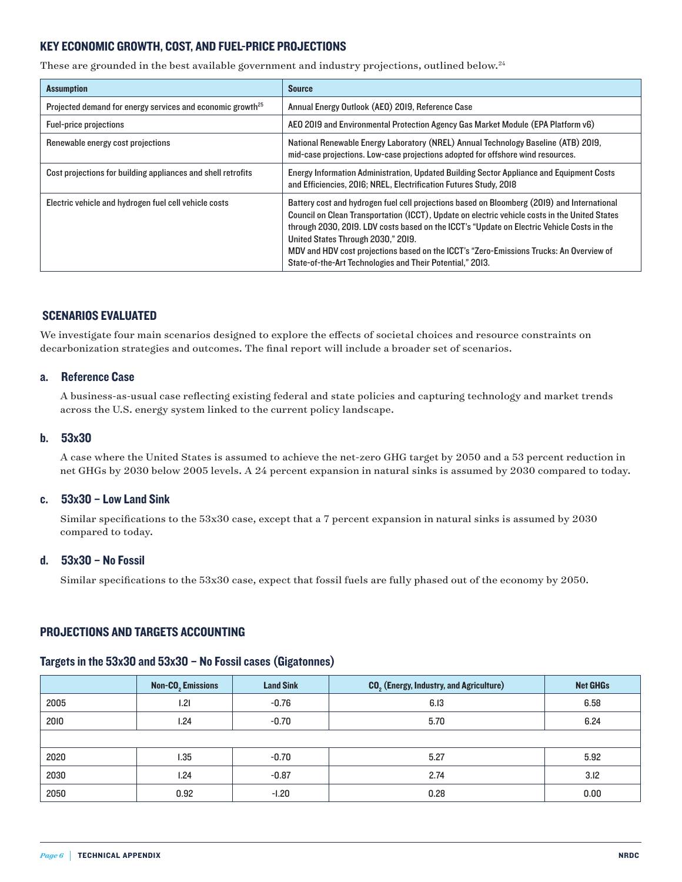## KEY ECONOMIC GROWTH, COST, AND FUEL-PRICE PROJECTIONS

These are grounded in the best available government and industry projections, outlined below.[24]

| Assumption | Source |
|---|---|
| Projected demand for energy services and economic growth[25] | Annual Energy Outlook (AEO) 2019, Reference Case |
| Fuel-price projections | AEO 2019 and Environmental Protection Agency Gas Market Module (EPA Platform v6) |
| Renewable energy cost projections | National Renewable Energy Laboratory (NREL) Annual Technology Baseline (ATB) 2019, mid-case projections. Low-case projections adopted for offshore wind resources. |
| Cost projections for building appliances and shell retrofits | Energy Information Administration, Updated Building Sector Appliance and Equipment Costs and Efficiencies, 2016; NREL, Electrification Futures Study, 2018 |
| Electric vehicle and hydrogen fuel cell vehicle costs | Battery cost and hydrogen fuel cell projections based on Bloomberg (2019) and International Council on Clean Transportation (ICCT), Update on electric vehicle costs in the United States through 2030, 2019. LDV costs based on the ICCT's "Update on Electric Vehicle Costs in the United States Through 2030," 2019. MDV and HDV cost projections based on the ICCT's "Zero-Emissions Trucks: An Overview of State-of-the-Art Technologies and Their Potential," 2013. |

## SCENARIOS EVALUATED

We investigate four main scenarios designed to explore the effects of societal choices and resource constraints on decarbonization strategies and outcomes. The final report will include a broader set of scenarios.

### a. Reference Case

A business-as-usual case reflecting existing federal and state policies and capturing technology and market trends across the U.S. energy system linked to the current policy landscape.

### b. 53x30

A case where the United States is assumed to achieve the net-zero GHG target by 2050 and a 53 percent reduction in net GHGs by 2030 below 2005 levels. A 24 percent expansion in natural sinks is assumed by 2030 compared to today.

### c. 53x30 – Low Land Sink

Similar specifications to the 53x30 case, except that a 7 percent expansion in natural sinks is assumed by 2030 compared to today.

### d. 53x30 – No Fossil

Similar specifications to the 53x30 case, expect that fossil fuels are fully phased out of the economy by 2050.

## PROJECTIONS AND TARGETS ACCOUNTING

### Targets in the 53x30 and 53x30 – No Fossil cases (Gigatonnes)

| | Non-$CO_2$ Emissions | Land Sink | $CO_2$ (Energy, Industry, and Agriculture) | Net GHGs |
|---|---|---|---|---|
| 2005 | 1.21 | -0.76 | 6.13 | 6.58 |
| 2010 | 1.24 | -0.70 | 5.70 | 6.24 |
| | | | | |
| 2020 | 1.35 | -0.70 | 5.27 | 5.92 |
| 2030 | 1.24 | -0.87 | 2.74 | 3.12 |
| 2050 | 0.92 | -1.20 | 0.28 | 0.00 |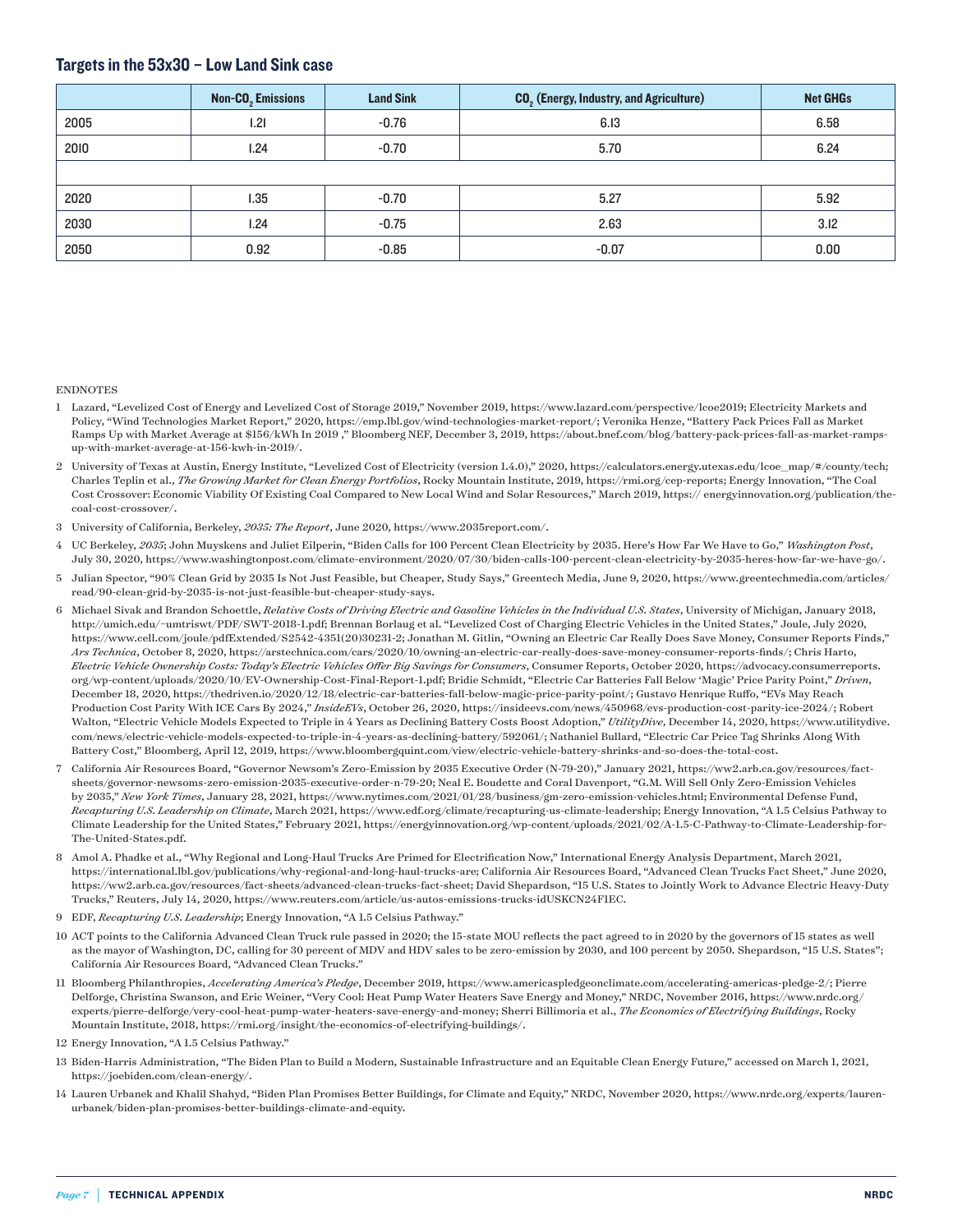### Targets in the 53x30 – Low Land Sink case

| | Non-$CO_2$ Emissions | Land Sink | $CO_2$ (Energy, Industry, and Agriculture) | Net GHGs |
|---|---|---|---|---|
| 2005 | 1.21 | -0.76 | 6.13 | 6.58 |
| 2010 | 1.24 | -0.70 | 5.70 | 6.24 |
| | | | | |
| 2020 | 1.35 | -0.70 | 5.27 | 5.92 |
| 2030 | 1.24 | -0.75 | 2.63 | 3.12 |
| 2050 | 0.92 | -0.85 | -0.07 | 0.00 |

ENDNOTES

1 Lazard, "Levelized Cost of Energy and Levelized Cost of Storage 2019," November 2019, https://www.lazard.com/perspective/lcoe2019; Electricity Markets and Policy, "Wind Technologies Market Report," 2020, https://emp.lbl.gov/wind-technologies-market-report/; Veronika Henze, "Battery Pack Prices Fall as Market Ramps Up with Market Average at $156/kWh In 2019 ," Bloomberg NEF, December 3, 2019, https://about.bnef.com/blog/battery-pack-prices-fall-as-market-ramps-up-with-market-average-at-156-kwh-in-2019/.

2 University of Texas at Austin, Energy Institute, "Levelized Cost of Electricity (version 1.4.0)," 2020, https://calculators.energy.utexas.edu/lcoe_map/#/county/tech; Charles Teplin et al., *The Growing Market for Clean Energy Portfolios*, Rocky Mountain Institute, 2019, https://rmi.org/cep-reports; Energy Innovation, "The Coal Cost Crossover: Economic Viability Of Existing Coal Compared to New Local Wind and Solar Resources," March 2019, https:// energyinnovation.org/publication/the-coal-cost-crossover/.

3 University of California, Berkeley, *2035: The Report*, June 2020, https://www.2035report.com/.

4 UC Berkeley, *2035*; John Muyskens and Juliet Eilperin, "Biden Calls for 100 Percent Clean Electricity by 2035. Here's How Far We Have to Go," *Washington Post*, July 30, 2020, https://www.washingtonpost.com/climate-environment/2020/07/30/biden-calls-100-percent-clean-electricity-by-2035-heres-how-far-we-have-go/.

5 Julian Spector, "90% Clean Grid by 2035 Is Not Just Feasible, but Cheaper, Study Says," Greentech Media, June 9, 2020, https://www.greentechmedia.com/articles/read/90-clean-grid-by-2035-is-not-just-feasible-but-cheaper-study-says.

6 Michael Sivak and Brandon Schoettle, *Relative Costs of Driving Electric and Gasoline Vehicles in the Individual U.S. States*, University of Michigan, January 2018, http://umich.edu/~umtriswt/PDF/SWT-2018-1.pdf; Brennan Borlaug et al. "Levelized Cost of Charging Electric Vehicles in the United States," Joule, July 2020, https://www.cell.com/joule/pdfExtended/S2542-4351(20)30231-2; Jonathan M. Gitlin, "Owning an Electric Car Really Does Save Money, Consumer Reports Finds," *Ars Technica*, October 8, 2020, https://arstechnica.com/cars/2020/10/owning-an-electric-car-really-does-save-money-consumer-reports-finds/; Chris Harto, *Electric Vehicle Ownership Costs: Today's Electric Vehicles Offer Big Savings for Consumers*, Consumer Reports, October 2020, https://advocacy.consumerreports.org/wp-content/uploads/2020/10/EV-Ownership-Cost-Final-Report-1.pdf; Bridie Schmidt, "Electric Car Batteries Fall Below 'Magic' Price Parity Point," *Driven*, December 18, 2020, https://thedriven.io/2020/12/18/electric-car-batteries-fall-below-magic-price-parity-point/; Gustavo Henrique Ruffo, "EVs May Reach Production Cost Parity With ICE Cars By 2024," *InsideEVs*, October 26, 2020, https://insideevs.com/news/450968/evs-production-cost-parity-ice-2024/; Robert Walton, "Electric Vehicle Models Expected to Triple in 4 Years as Declining Battery Costs Boost Adoption," *UtilityDive*, December 14, 2020, https://www.utilitydive.com/news/electric-vehicle-models-expected-to-triple-in-4-years-as-declining-battery/592061/; Nathaniel Bullard, "Electric Car Price Tag Shrinks Along With Battery Cost," Bloomberg, April 12, 2019, https://www.bloombergquint.com/view/electric-vehicle-battery-shrinks-and-so-does-the-total-cost.

7 California Air Resources Board, "Governor Newsom's Zero-Emission by 2035 Executive Order (N-79-20)," January 2021, https://ww2.arb.ca.gov/resources/fact-sheets/governor-newsoms-zero-emission-2035-executive-order-n-79-20; Neal E. Boudette and Coral Davenport, "G.M. Will Sell Only Zero-Emission Vehicles by 2035," *New York Times*, January 28, 2021, https://www.nytimes.com/2021/01/28/business/gm-zero-emission-vehicles.html; Environmental Defense Fund, *Recapturing U.S. Leadership on Climate*, March 2021, https://www.edf.org/climate/recapturing-us-climate-leadership; Energy Innovation, "A 1.5 Celsius Pathway to Climate Leadership for the United States," February 2021, https://energyinnovation.org/wp-content/uploads/2021/02/A-1.5-C-Pathway-to-Climate-Leadership-for-The-United-States.pdf.

8 Amol A. Phadke et al., "Why Regional and Long-Haul Trucks Are Primed for Electrification Now," International Energy Analysis Department, March 2021, https://international.lbl.gov/publications/why-regional-and-long-haul-trucks-are; California Air Resources Board, "Advanced Clean Trucks Fact Sheet," June 2020, https://ww2.arb.ca.gov/resources/fact-sheets/advanced-clean-trucks-fact-sheet; David Shepardson, "15 U.S. States to Jointly Work to Advance Electric Heavy-Duty Trucks," Reuters, July 14, 2020, https://www.reuters.com/article/us-autos-emissions-trucks-idUSKCN24F1EC.

9 EDF, *Recapturing U.S. Leadership*; Energy Innovation, "A 1.5 Celsius Pathway."

10 ACT points to the California Advanced Clean Truck rule passed in 2020; the 15-state MOU reflects the pact agreed to in 2020 by the governors of 15 states as well as the mayor of Washington, DC, calling for 30 percent of MDV and HDV sales to be zero-emission by 2030, and 100 percent by 2050. Shepardson, "15 U.S. States"; California Air Resources Board, "Advanced Clean Trucks."

11 Bloomberg Philanthropies, *Accelerating America's Pledge*, December 2019, https://www.americaspledgeonclimate.com/accelerating-americas-pledge-2/; Pierre Delforge, Christina Swanson, and Eric Weiner, "Very Cool: Heat Pump Water Heaters Save Energy and Money," NRDC, November 2016, https://www.nrdc.org/experts/pierre-delforge/very-cool-heat-pump-water-heaters-save-energy-and-money; Sherri Billimoria et al., *The Economics of Electrifying Buildings*, Rocky Mountain Institute, 2018, https://rmi.org/insight/the-economics-of-electrifying-buildings/.

12 Energy Innovation, "A 1.5 Celsius Pathway."

13 Biden-Harris Administration, "The Biden Plan to Build a Modern, Sustainable Infrastructure and an Equitable Clean Energy Future," accessed on March 1, 2021, https://joebiden.com/clean-energy/.

14 Lauren Urbanek and Khalil Shahyd, "Biden Plan Promises Better Buildings, for Climate and Equity," NRDC, November 2020, https://www.nrdc.org/experts/lauren-urbanek/biden-plan-promises-better-buildings-climate-and-equity.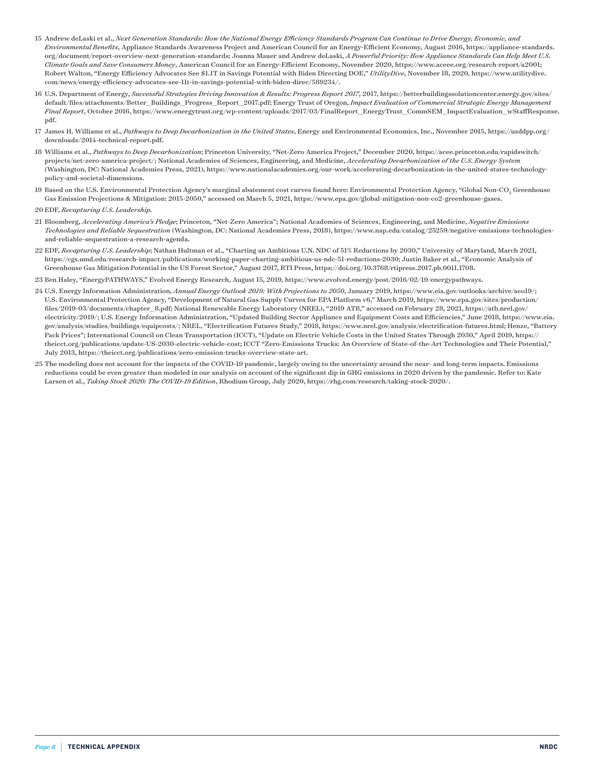15 Andrew deLaski et al., *Next Generation Standards: How the National Energy Efficiency Standards Program Can Continue to Drive Energy, Economic, and Environmental Benefits*, Appliance Standards Awareness Project and American Council for an Energy-Efficient Economy, August 2016, https://appliance-standards.org/document/report-overview-next-generation-standards; Joanna Mauer and Andrew deLaski, *A Powerful Priority: How Appliance Standards Can Help Meet U.S. Climate Goals and Save Consumers Money*, American Council for an Energy-Efficient Economy, November 2020, https://www.aceee.org/research-report/a2001; Robert Walton, "Energy Efficiency Advocates See $1.1T in Savings Potential with Biden Directing DOE," *UtilityDive*, November 18, 2020, https://www.utilitydive.com/news/energy-efficiency-advocates-see-11t-in-savings-potential-with-biden-direc/589234/.

16 U.S. Department of Energy, *Successful Strategies Driving Innovation & Results: Progress Report 2017*, 2017, https://betterbuildingssolutioncenter.energy.gov/sites/default/files/attachments/Better_Buildings_Progress_Report_2017.pdf; Energy Trust of Oregon, *Impact Evaluation of Commercial Strategic Energy Management Final Report*, October 2016, https://www.energytrust.org/wp-content/uploads/2017/03/FinalReport_EnergyTrust_CommSEM_ImpactEvaluation_wStaffResponse.pdf.

17 James H. Williams et al., *Pathways to Deep Decarbonization in the United States*, Energy and Environmental Economics, Inc., November 2015, https://usddpp.org/downloads/2014-technical-report.pdf.

18 Williams et al., *Pathways to Deep Decarbonization*; Princeton University, "Net-Zero America Project," December 2020, https://acee.princeton.edu/rapidswitch/projects/net-zero-america-project/; National Academies of Sciences, Engineering, and Medicine, *Accelerating Decarbonization of the U.S. Energy System* (Washington, DC: National Academies Press, 2021), https://www.nationalacademies.org/our-work/accelerating-decarbonization-in-the-united-states-technology-policy-and-societal-dimensions.

19 Based on the U.S. Environmental Protection Agency's marginal abatement cost curves found here: Environmental Protection Agency, "Global Non-$CO_2$ Greenhouse Gas Emission Projections & Mitigation: 2015-2050," accessed on March 5, 2021, https://www.epa.gov/global-mitigation-non-co2-greenhouse-gases.

20 EDF, *Recapturing U.S. Leadership*.

21 Bloomberg, *Accelerating America's Pledge*; Princeton, "Net-Zero America"; National Academies of Sciences, Engineering, and Medicine, *Negative Emissions Technologies and Reliable Sequestration* (Washington, DC: National Academies Press, 2018), https://www.nap.edu/catalog/25259/negative-emissions-technologies-and-reliable-sequestration-a-research-agenda.

22 EDF, *Recapturing U.S. Leadership*; Nathan Hultman et al., "Charting an Ambitious U.N. NDC of 51% Reductions by 2030," University of Maryland, March 2021, https://cgs.umd.edu/research-impact/publications/working-paper-charting-ambitious-us-ndc-51-reductions-2030; Justin Baker et al., "Economic Analysis of Greenhouse Gas Mitigation Potential in the US Forest Sector," August 2017, RTI Press, https://doi.org/10.3768/rtipress.2017.pb.0011.1708.

23 Ben Haley, "EnergyPATHWAYS," Evolved Energy Research, August 15, 2019, https://www.evolved.energy/post/2016/02/19/energypathways.

24 U.S. Energy Information Administration, *Annual Energy Outlook 2019: With Projections to 2050*, January 2019, https://www.eia.gov/outlooks/archive/aeo19/; U.S. Environmental Protection Agency, "Development of Natural Gas Supply Curves for EPA Platform v6," March 2019, https://www.epa.gov/sites/production/files/2019-03/documents/chapter_8.pdf; National Renewable Energy Laboratory (NREL), "2019 ATB," accessed on February 28, 2021, https://atb.nrel.gov/electricity/2019/; U.S. Energy Information Administration, "Updated Building Sector Appliance and Equipment Costs and Efficiencies," June 2018, https://www.eia.gov/analysis/studies/buildings/equipcosts/; NREL, "Electrification Futures Study," 2018, https://www.nrel.gov/analysis/electrification-futures.html; Henze, "Battery Pack Prices"; International Council on Clean Transportation (ICCT), "Update on Electric Vehicle Costs in the United States Through 2030," April 2019, https://theicct.org/publications/update-US-2030-electric-vehicle-cost; ICCT "Zero-Emissions Trucks: An Overview of State-of-the-Art Technologies and Their Potential," July 2013, https://theicct.org/publications/zero-emission-trucks-overview-state-art.

25 The modeling does not account for the impacts of the COVID-19 pandemic, largely owing to the uncertainty around the near- and long-term impacts. Emissions reductions could be even greater than modeled in our analysis on account of the significant dip in GHG emissions in 2020 driven by the pandemic. Refer to: Kate Larsen et al., *Taking Stock 2020: The COVID-19 Edition*, Rhodium Group, July 2020, https://rhg.com/research/taking-stock-2020/.